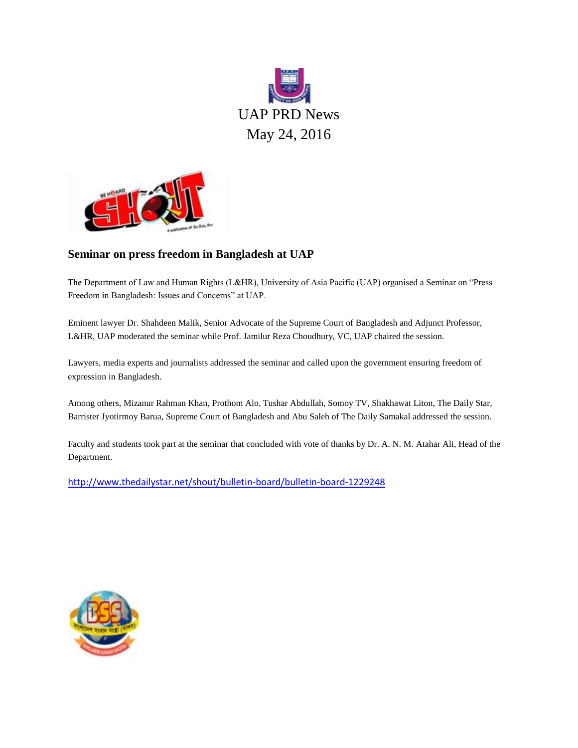# UAP PRD News

May 24, 2016

## Seminar on press freedom in Bangladesh at UAP

The Department of Law and Human Rights (L&HR), University of Asia Pacific (UAP) organised a Seminar on "Press Freedom in Bangladesh: Issues and Concerns" at UAP.

Eminent lawyer Dr. Shahdeen Malik, Senior Advocate of the Supreme Court of Bangladesh and Adjunct Professor, L&HR, UAP moderated the seminar while Prof. Jamilur Reza Choudhury, VC, UAP chaired the session.

Lawyers, media experts and journalists addressed the seminar and called upon the government ensuring freedom of expression in Bangladesh.

Among others, Mizanur Rahman Khan, Prothom Alo, Tushar Abdullah, Somoy TV, Shakhawat Liton, The Daily Star, Barrister Jyotirmoy Barua, Supreme Court of Bangladesh and Abu Saleh of The Daily Samakal addressed the session.

Faculty and students took part at the seminar that concluded with vote of thanks by Dr. A. N. M. Atahar Ali, Head of the Department.

http://www.thedailystar.net/shout/bulletin-board/bulletin-board-1229248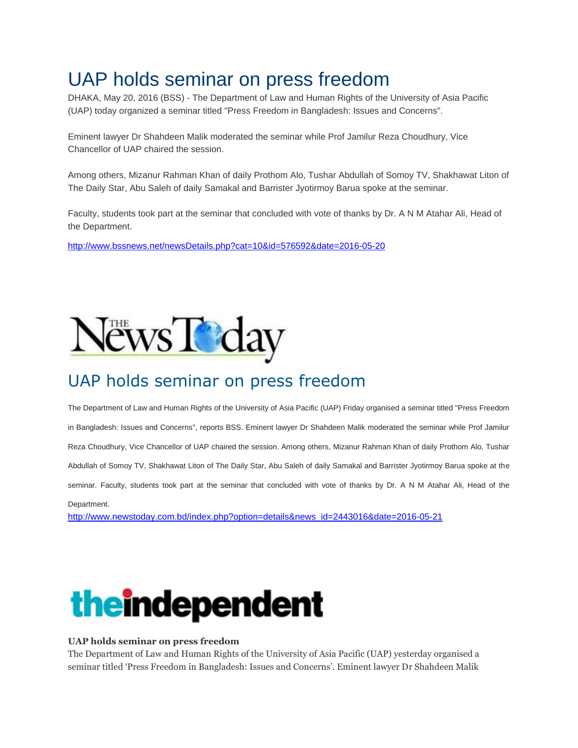# UAP holds seminar on press freedom

DHAKA, May 20, 2016 (BSS) - The Department of Law and Human Rights of the University of Asia Pacific (UAP) today organized a seminar titled "Press Freedom in Bangladesh: Issues and Concerns".

Eminent lawyer Dr Shahdeen Malik moderated the seminar while Prof Jamilur Reza Choudhury, Vice Chancellor of UAP chaired the session.

Among others, Mizanur Rahman Khan of daily Prothom Alo, Tushar Abdullah of Somoy TV, Shakhawat Liton of The Daily Star, Abu Saleh of daily Samakal and Barrister Jyotirmoy Barua spoke at the seminar.

Faculty, students took part at the seminar that concluded with vote of thanks by Dr. A N M Atahar Ali, Head of the Department.

http://www.bssnews.net/newsDetails.php?cat=10&id=576592&date=2016-05-20

The News Today

## UAP holds seminar on press freedom

The Department of Law and Human Rights of the University of Asia Pacific (UAP) Friday organised a seminar titled "Press Freedom in Bangladesh: Issues and Concerns", reports BSS. Eminent lawyer Dr Shahdeen Malik moderated the seminar while Prof Jamilur Reza Choudhury, Vice Chancellor of UAP chaired the session. Among others, Mizanur Rahman Khan of daily Prothom Alo, Tushar Abdullah of Somoy TV, Shakhawat Liton of The Daily Star, Abu Saleh of daily Samakal and Barrister Jyotirmoy Barua spoke at the seminar. Faculty, students took part at the seminar that concluded with vote of thanks by Dr. A N M Atahar Ali, Head of the Department.

http://www.newstoday.com.bd/index.php?option=details&news_id=2443016&date=2016-05-21

theindependent

**UAP holds seminar on press freedom**

The Department of Law and Human Rights of the University of Asia Pacific (UAP) yesterday organised a seminar titled 'Press Freedom in Bangladesh: Issues and Concerns'. Eminent lawyer Dr Shahdeen Malik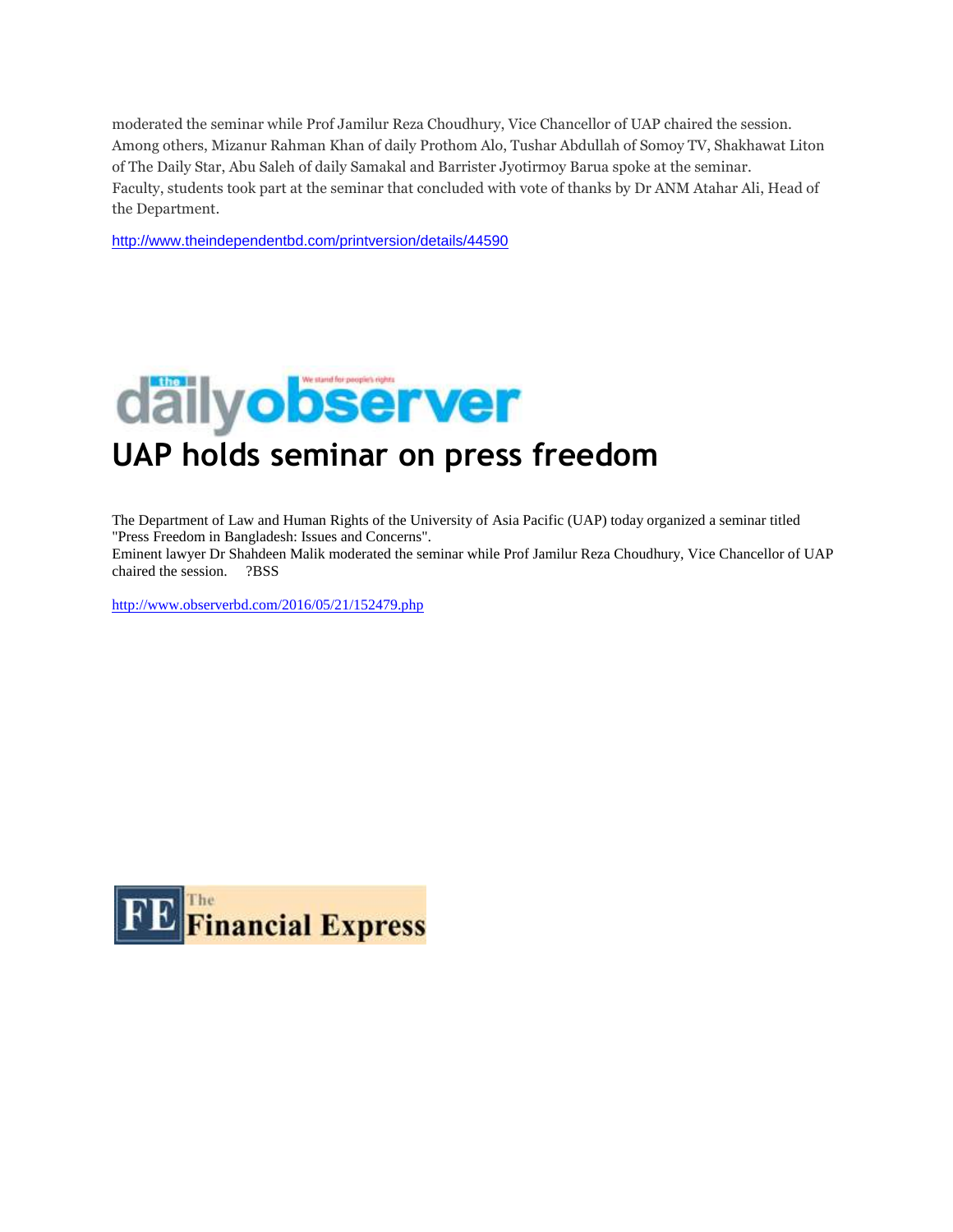moderated the seminar while Prof Jamilur Reza Choudhury, Vice Chancellor of UAP chaired the session. Among others, Mizanur Rahman Khan of daily Prothom Alo, Tushar Abdullah of Somoy TV, Shakhawat Liton of The Daily Star, Abu Saleh of daily Samakal and Barrister Jyotirmoy Barua spoke at the seminar.
Faculty, students took part at the seminar that concluded with vote of thanks by Dr ANM Atahar Ali, Head of the Department.

http://www.theindependentbd.com/printversion/details/44590

the daily observer — We stand for people's rights

# UAP holds seminar on press freedom

The Department of Law and Human Rights of the University of Asia Pacific (UAP) today organized a seminar titled "Press Freedom in Bangladesh: Issues and Concerns".
Eminent lawyer Dr Shahdeen Malik moderated the seminar while Prof Jamilur Reza Choudhury, Vice Chancellor of UAP chaired the session. ?BSS

http://www.observerbd.com/2016/05/21/152479.php

FE The Financial Express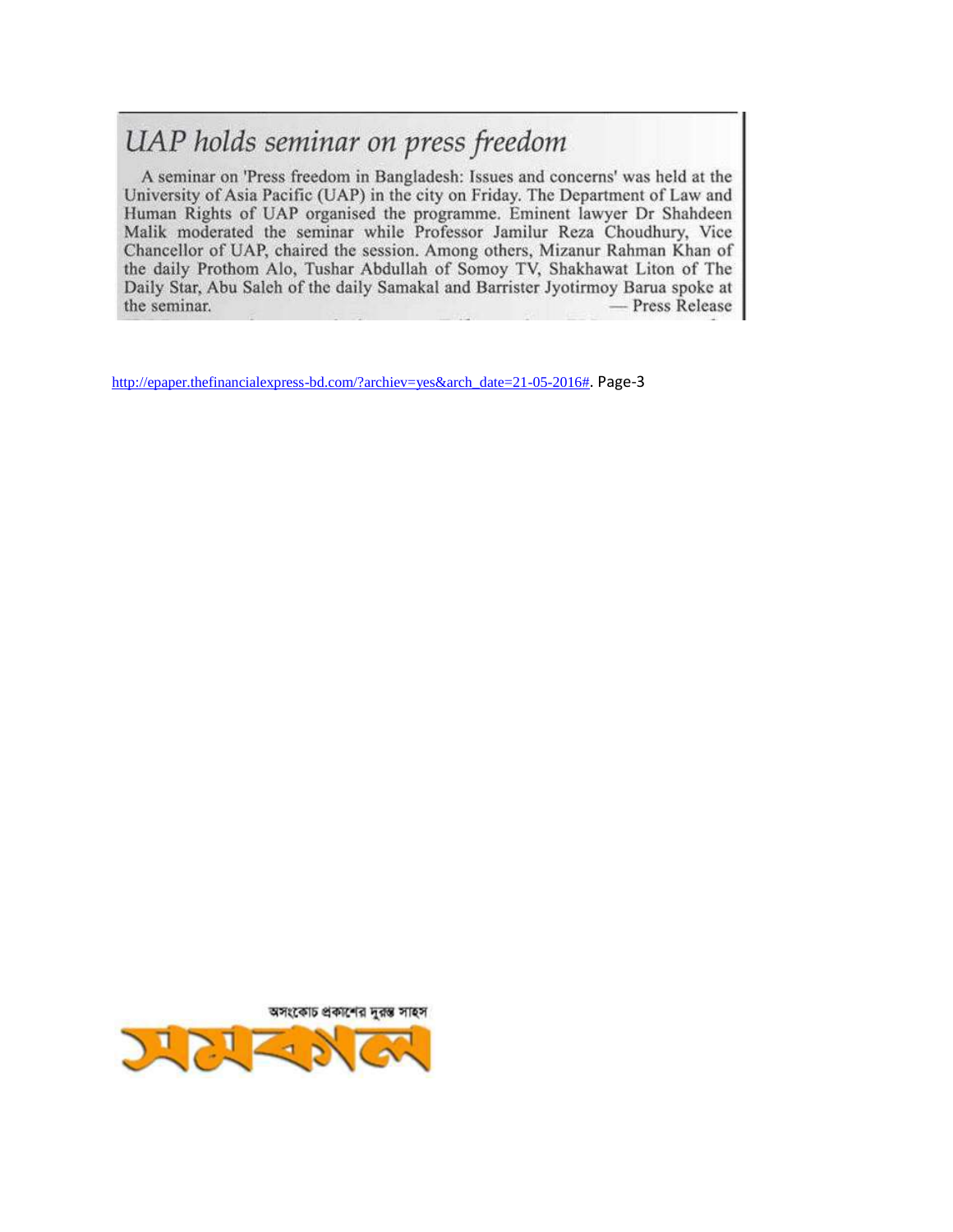# UAP holds seminar on press freedom

A seminar on 'Press freedom in Bangladesh: Issues and concerns' was held at the University of Asia Pacific (UAP) in the city on Friday. The Department of Law and Human Rights of UAP organised the programme. Eminent lawyer Dr Shahdeen Malik moderated the seminar while Professor Jamilur Reza Choudhury, Vice Chancellor of UAP, chaired the session. Among others, Mizanur Rahman Khan of the daily Prothom Alo, Tushar Abdullah of Somoy TV, Shakhawat Liton of The Daily Star, Abu Saleh of the daily Samakal and Barrister Jyotirmoy Barua spoke at the seminar.

— Press Release

http://epaper.thefinancialexpress-bd.com/?archiev=yes&arch_date=21-05-2016#. Page-3

অসংকোচ প্রকাশের দুরন্ত সাহস

সমকাল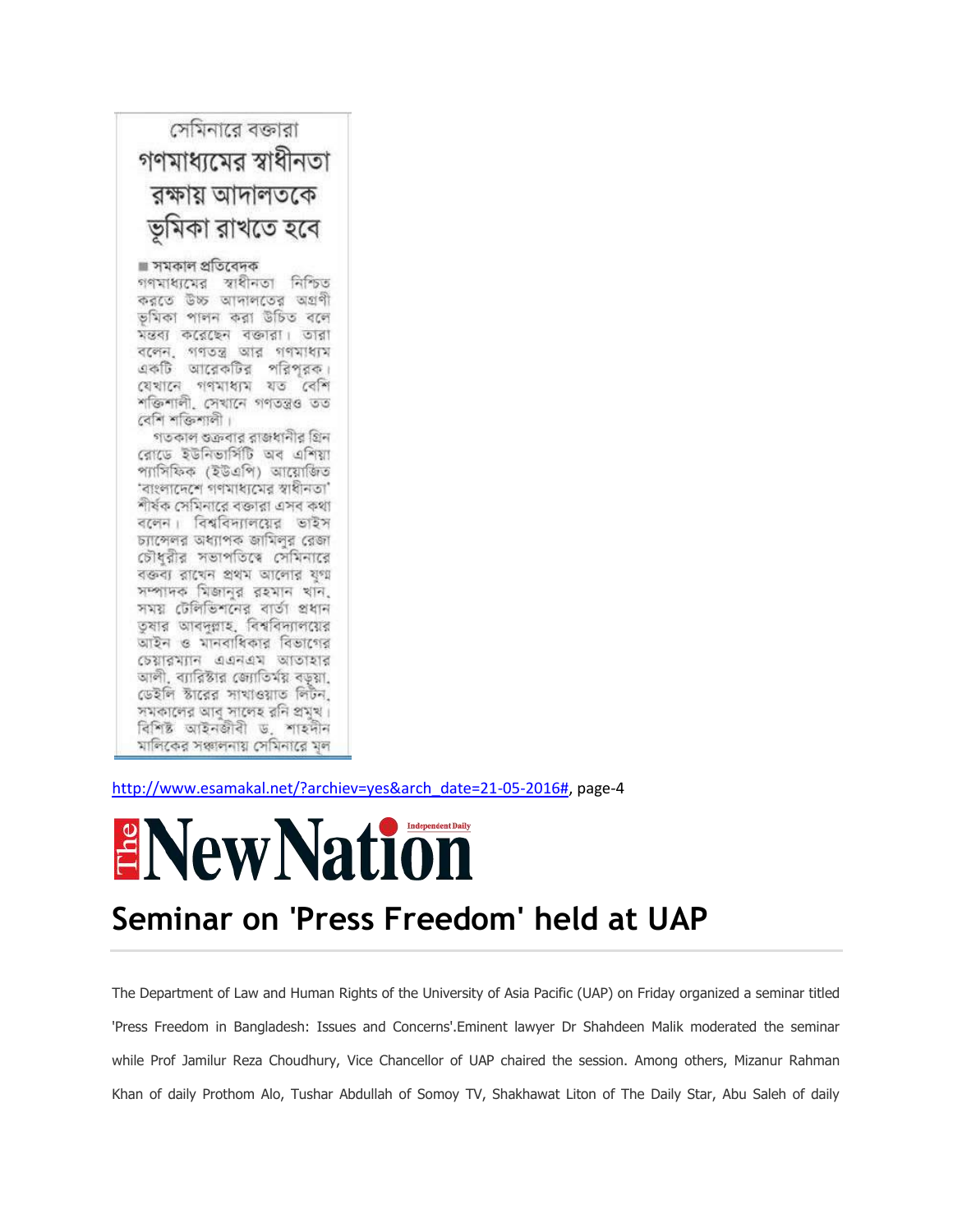সেমিনারে বক্তারা

## গণমাধ্যমের স্বাধীনতা রক্ষায় আদালতকে ভূমিকা রাখতে হবে

■ সমকাল প্রতিবেদক

গণমাধ্যমের স্বাধীনতা নিশ্চিত করতে উচ্চ আদালতের অগ্রণী ভূমিকা পালন করা উচিত বলে মন্তব্য করেছেন বক্তারা। তারা বলেন, গণতন্ত্র আর গণমাধ্যম একটি আরেকটির পরিপূরক। যেখানে গণমাধ্যম যত বেশি শক্তিশালী, সেখানে গণতন্ত্রও তত বেশি শক্তিশালী।

গতকাল শুক্রবার রাজধানীর গ্রিন রোডে ইউনিভার্সিটি অব এশিয়া প্যাসিফিক (ইউএপি) আয়োজিত 'বাংলাদেশে গণমাধ্যমের স্বাধীনতা' শীর্ষক সেমিনারে বক্তারা এসব কথা বলেন। বিশ্ববিদ্যালয়ের ভাইস চ্যান্সেলর অধ্যাপক জামিলুর রেজা চৌধুরীর সভাপতিত্বে সেমিনারে বক্তব্য রাখেন প্রথম আলোর যুগ্ম সম্পাদক মিজানুর রহমান খান, সময় টেলিভিশনের বার্তা প্রধান তুষার আবদুল্লাহ, বিশ্ববিদ্যালয়ের আইন ও মানবাধিকার বিভাগের চেয়ারম্যান এএনএম আতাহার আলী, ব্যারিস্টার জ্যোতির্ময় বড়ুয়া, ডেইলি স্টারের সাখাওয়াত লিটন, সমকালের আবু সালেহ রনি প্রমুখ। বিশিষ্ট আইনজীবী ড. শাহদীন মালিকের সঞ্চালনায় সেমিনারে মূল

http://www.esamakal.net/?archiev=yes&arch_date=21-05-2016#, page-4

**The New Nation** Independent Daily

# Seminar on 'Press Freedom' held at UAP

The Department of Law and Human Rights of the University of Asia Pacific (UAP) on Friday organized a seminar titled 'Press Freedom in Bangladesh: Issues and Concerns'.Eminent lawyer Dr Shahdeen Malik moderated the seminar while Prof Jamilur Reza Choudhury, Vice Chancellor of UAP chaired the session. Among others, Mizanur Rahman Khan of daily Prothom Alo, Tushar Abdullah of Somoy TV, Shakhawat Liton of The Daily Star, Abu Saleh of daily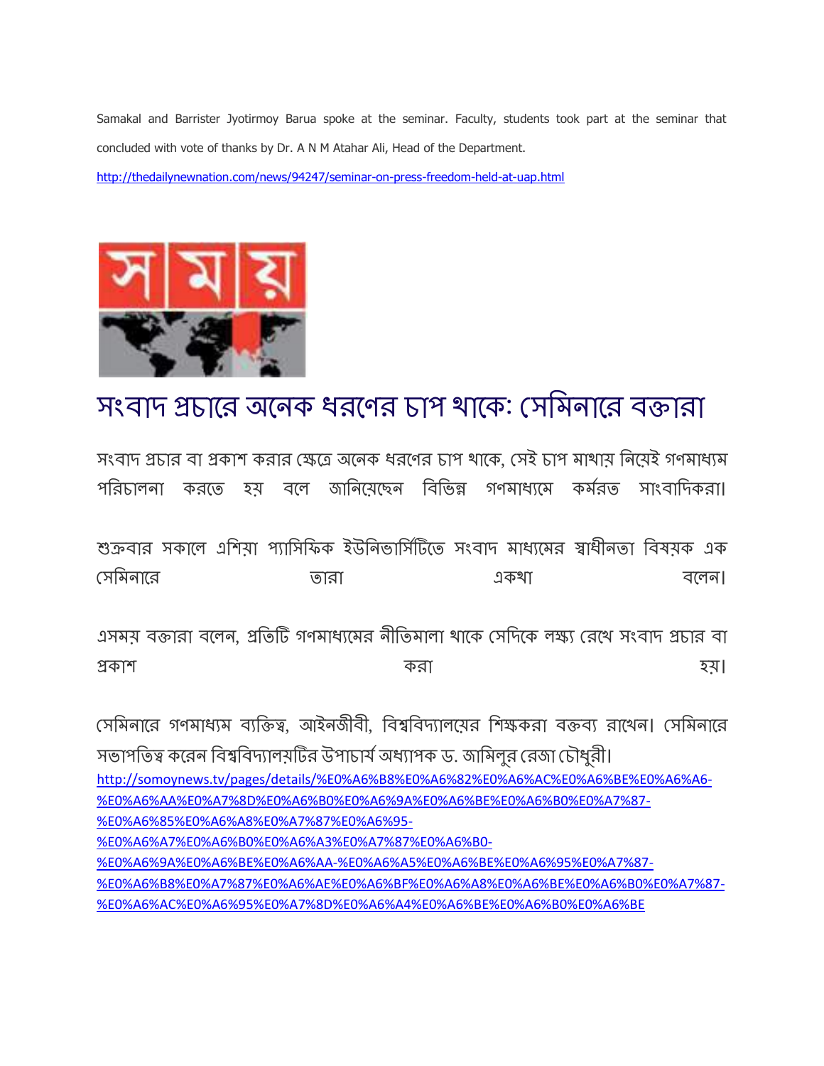Samakal and Barrister Jyotirmoy Barua spoke at the seminar. Faculty, students took part at the seminar that concluded with vote of thanks by Dr. A N M Atahar Ali, Head of the Department.

http://thedailynewnation.com/news/94247/seminar-on-press-freedom-held-at-uap.html

# সংবাদ প্রচারে অনেক ধরণের চাপ থাকে: সেমিনারে বক্তারা

সংবাদ প্রচার বা প্রকাশ করার ক্ষেত্রে অনেক ধরণের চাপ থাকে, সেই চাপ মাথায় নিয়েই গণমাধ্যম পরিচালনা করতে হয় বলে জানিয়েছেন বিভিন্ন গণমাধ্যমে কর্মরত সাংবাদিকরা।

শুক্রবার সকালে এশিয়া প্যাসিফিক ইউনিভার্সিটিতে সংবাদ মাধ্যমের স্বাধীনতা বিষয়ক এক সেমিনারে তারা একথা বলেন।

এসময় বক্তারা বলেন, প্রতিটি গণমাধ্যমের নীতিমালা থাকে সেদিকে লক্ষ্য রেখে সংবাদ প্রচার বা প্রকাশ করা হয়।

সেমিনারে গণমাধ্যম ব্যক্তিত্ব, আইনজীবী, বিশ্ববিদ্যালয়ের শিক্ষকরা বক্তব্য রাখেন। সেমিনারে সভাপতিত্ব করেন বিশ্ববিদ্যালয়টির উপাচার্য অধ্যাপক ড. জামিলুর রেজা চৌধুরী।

http://somoynews.tv/pages/details/%E0%A6%B8%E0%A6%82%E0%A6%AC%E0%A6%BE%E0%A6%A6-%E0%A6%AA%E0%A7%8D%E0%A6%B0%E0%A6%9A%E0%A6%BE%E0%A6%B0%E0%A7%87-%E0%A6%85%E0%A6%A8%E0%A7%87%E0%A6%95-%E0%A6%A7%E0%A6%B0%E0%A6%A3%E0%A7%87%E0%A6%B0-%E0%A6%9A%E0%A6%BE%E0%A6%AA-%E0%A6%A5%E0%A6%BE%E0%A6%95%E0%A7%87-%E0%A6%B8%E0%A7%87%E0%A6%AE%E0%A6%BF%E0%A6%A8%E0%A6%BE%E0%A6%B0%E0%A7%87-%E0%A6%AC%E0%A6%95%E0%A7%8D%E0%A6%A4%E0%A6%BE%E0%A6%B0%E0%A6%BE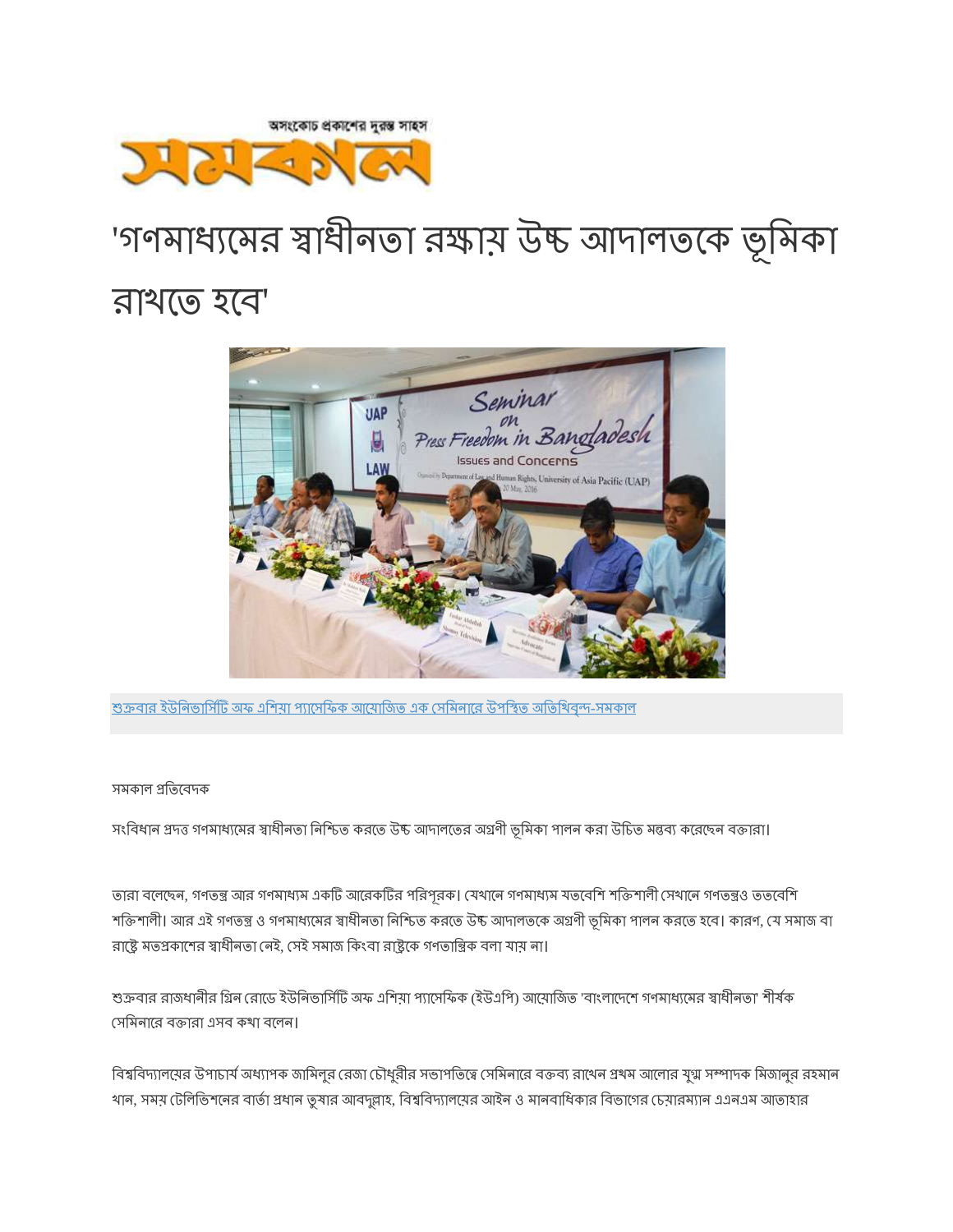অসংকোচ প্রকাশের দুরন্ত সাহস

সমকাল

# 'গণমাধ্যমের স্বাধীনতা রক্ষায় উচ্চ আদালতকে ভূমিকা রাখতে হবে'

শুক্রবার ইউনিভার্সিটি অফ এশিয়া প্যাসেফিক আয়োজিত এক সেমিনারে উপস্থিত অতিথিবৃন্দ-সমকাল

সমকাল প্রতিবেদক

সংবিধান প্রদত্ত গণমাধ্যমের স্বাধীনতা নিশ্চিত করতে উচ্চ আদালতের অগ্রণী ভূমিকা পালন করা উচিত মন্তব্য করেছেন বক্তারা।

তারা বলেছেন, গণতন্ত্র আর গণমাধ্যম একটি আরেকটির পরিপূরক। যেখানে গণমাধ্যম যতবেশি শক্তিশালী সেখানে গণতন্ত্রও ততবেশি শক্তিশালী। আর এই গণতন্ত্র ও গণমাধ্যমের স্বাধীনতা নিশ্চিত করতে উচ্চ আদালতকে অগ্রণী ভূমিকা পালন করতে হবে। কারণ, যে সমাজ বা রাষ্ট্রে মতপ্রকাশের স্বাধীনতা নেই, সেই সমাজ কিংবা রাষ্ট্রকে গণতান্ত্রিক বলা যায় না।

শুক্রবার রাজধানীর গ্রিন রোডে ইউনিভার্সিটি অফ এশিয়া প্যাসেফিক (ইউএপি) আয়োজিত 'বাংলাদেশে গণমাধ্যমের স্বাধীনতা' শীর্ষক সেমিনারে বক্তারা এসব কথা বলেন।

বিশ্ববিদ্যালয়ের উপাচার্য অধ্যাপক জামিলুর রেজা চৌধুরীর সভাপতিত্বে সেমিনারে বক্তব্য রাখেন প্রথম আলোর যুগ্ম সম্পাদক মিজানুর রহমান খান, সময় টেলিভিশনের বার্তা প্রধান তুষার আবদুল্লাহ, বিশ্ববিদ্যালয়ের আইন ও মানবাধিকার বিভাগের চেয়ারম্যান এএনএম আতাহার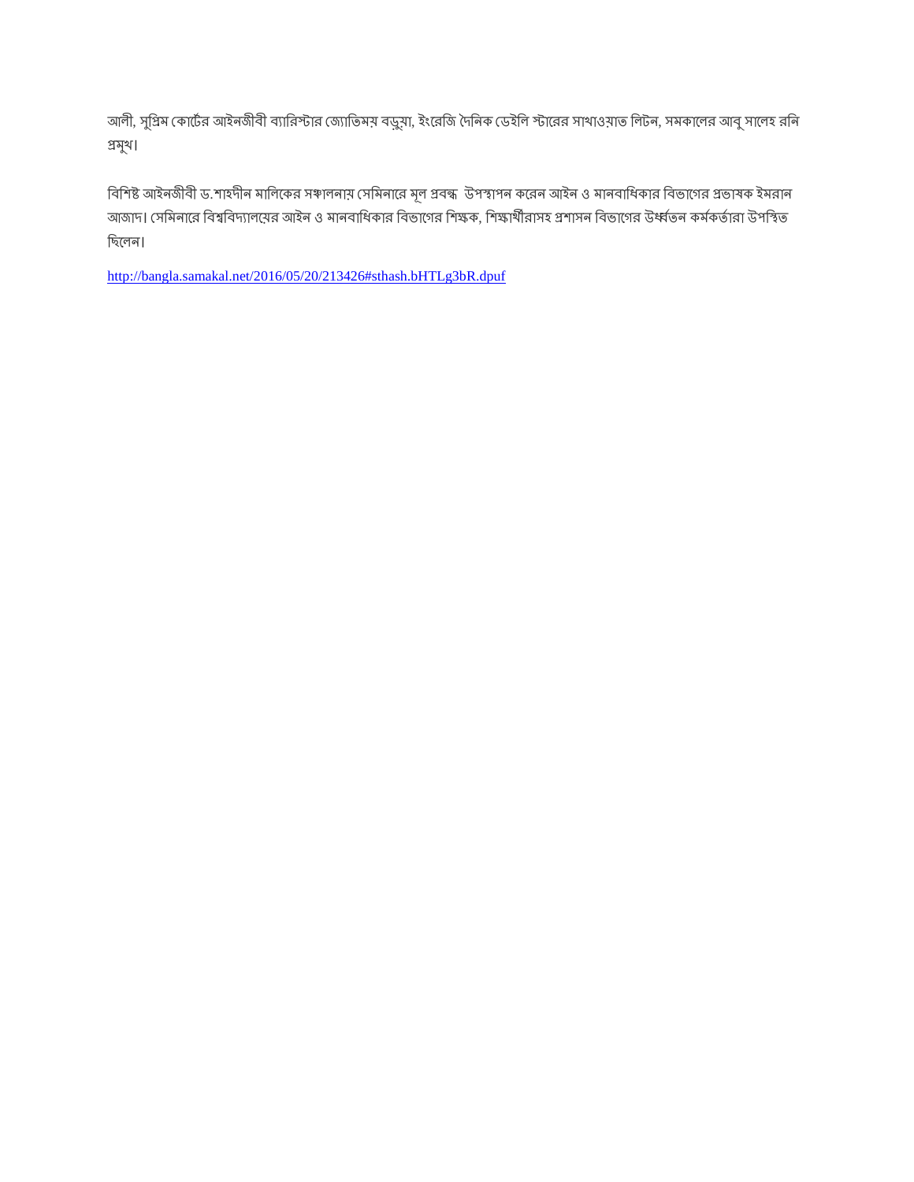আলী, সুপ্রিম কোর্টের আইনজীবী ব্যারিস্টার জ্যোতিময় বড়ুয়া, ইংরেজি দৈনিক ডেইলি স্টারের সাখাওয়াত লিটন, সমকালের আবু সালেহ রনি প্রমুখ।

বিশিষ্ট আইনজীবী ড.শাহদীন মালিকের সঞ্চালনায় সেমিনারে মূল প্রবন্ধ উপস্থাপন করেন আইন ও মানবাধিকার বিভাগের প্রভাষক ইমরান আজাদ। সেমিনারে বিশ্ববিদ্যালয়ের আইন ও মানবাধিকার বিভাগের শিক্ষক, শিক্ষার্থীরাসহ প্রশাসন বিভাগের উর্ধ্বতন কর্মকর্তারা উপস্থিত ছিলেন।

http://bangla.samakal.net/2016/05/20/213426#sthash.bHTLg3bR.dpuf